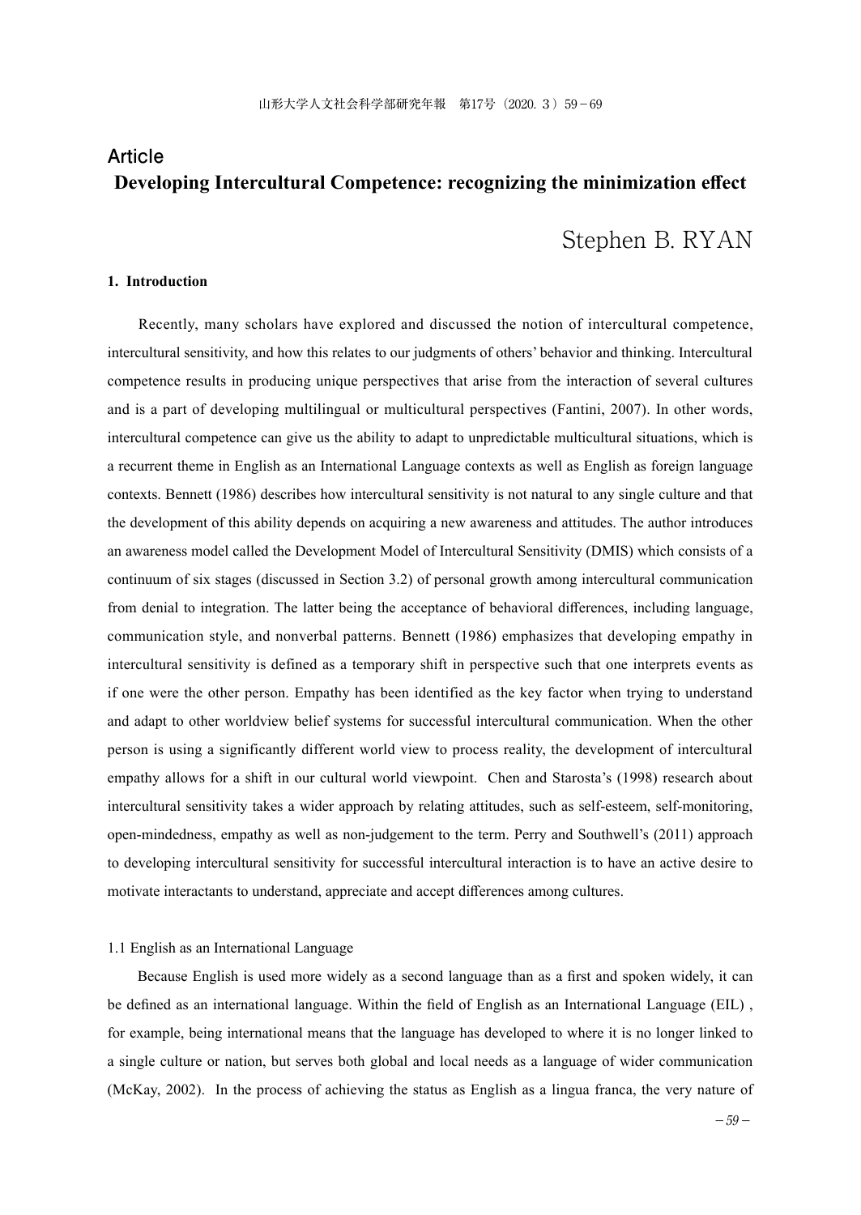Article

# Developing Intercultural Competence: recognizing the minimization effect

Stephen B. RYAN

## 1. Introduction

Recently, many scholars have explored and discussed the notion of intercultural competence, intercultural sensitivity, and how this relates to our judgments of others' behavior and thinking. Intercultural competence results in producing unique perspectives that arise from the interaction of several cultures and is a part of developing multilingual or multicultural perspectives (Fantini, 2007). In other words, intercultural competence can give us the ability to adapt to unpredictable multicultural situations, which is a recurrent theme in English as an International Language contexts as well as English as foreign language contexts. Bennett (1986) describes how intercultural sensitivity is not natural to any single culture and that the development of this ability depends on acquiring a new awareness and attitudes. The author introduces an awareness model called the Development Model of Intercultural Sensitivity (DMIS) which consists of a continuum of six stages (discussed in Section 3.2) of personal growth among intercultural communication from denial to integration. The latter being the acceptance of behavioral differences, including language, communication style, and nonverbal patterns. Bennett (1986) emphasizes that developing empathy in intercultural sensitivity is defined as a temporary shift in perspective such that one interprets events as if one were the other person. Empathy has been identified as the key factor when trying to understand and adapt to other worldview belief systems for successful intercultural communication. When the other person is using a significantly different world view to process reality, the development of intercultural empathy allows for a shift in our cultural world viewpoint. Chen and Starosta's (1998) research about intercultural sensitivity takes a wider approach by relating attitudes, such as self-esteem, self-monitoring, open-mindedness, empathy as well as non-judgement to the term. Perry and Southwell's (2011) approach to developing intercultural sensitivity for successful intercultural interaction is to have an active desire to motivate interactants to understand, appreciate and accept differences among cultures.

### 1.1 English as an International Language

Because English is used more widely as a second language than as a first and spoken widely, it can be defined as an international language. Within the field of English as an International Language (EIL) , for example, being international means that the language has developed to where it is no longer linked to a single culture or nation, but serves both global and local needs as a language of wider communication (McKay, 2002). In the process of achieving the status as English as a lingua franca, the very nature of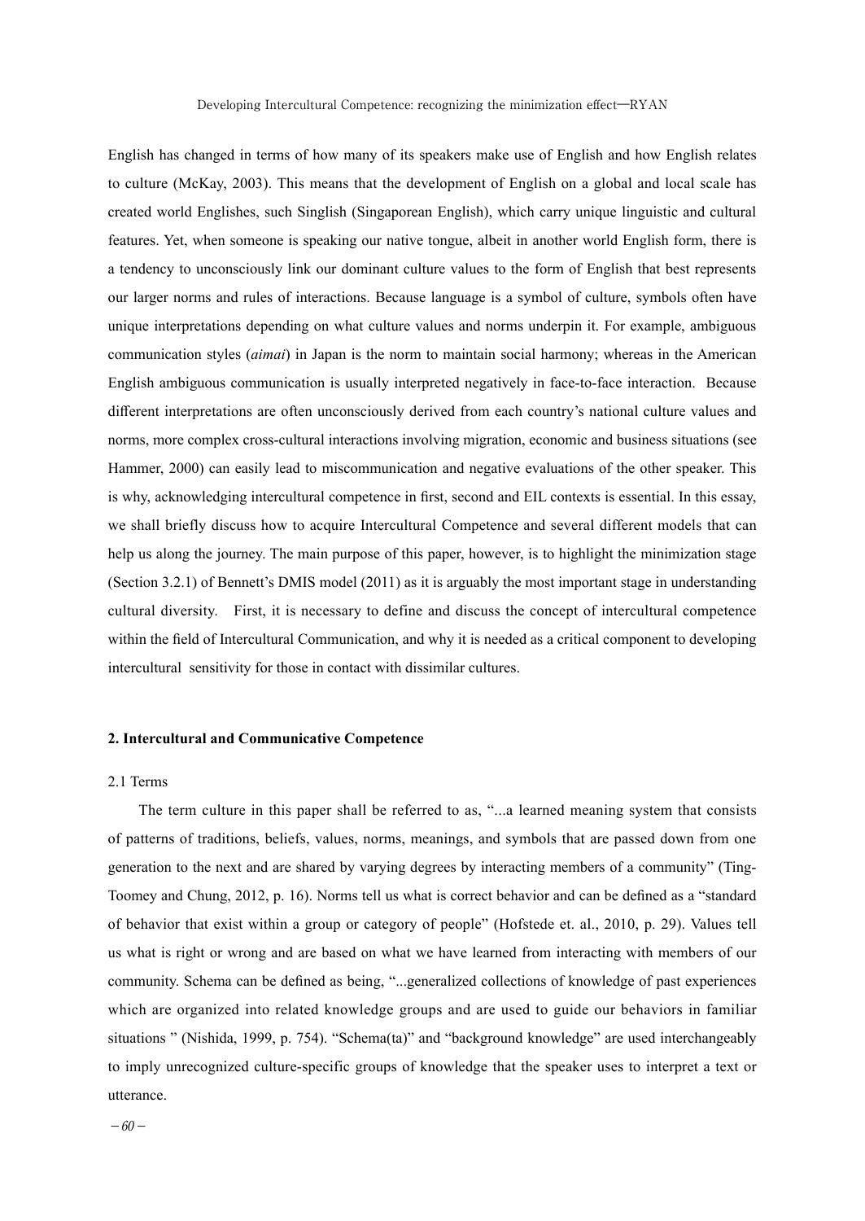English has changed in terms of how many of its speakers make use of English and how English relates to culture (McKay, 2003). This means that the development of English on a global and local scale has created world Englishes, such Singlish (Singaporean English), which carry unique linguistic and cultural features. Yet, when someone is speaking our native tongue, albeit in another world English form, there is a tendency to unconsciously link our dominant culture values to the form of English that best represents our larger norms and rules of interactions. Because language is a symbol of culture, symbols often have unique interpretations depending on what culture values and norms underpin it. For example, ambiguous communication styles (*aimai*) in Japan is the norm to maintain social harmony; whereas in the American English ambiguous communication is usually interpreted negatively in face-to-face interaction. Because different interpretations are often unconsciously derived from each country's national culture values and norms, more complex cross-cultural interactions involving migration, economic and business situations (see Hammer, 2000) can easily lead to miscommunication and negative evaluations of the other speaker. This is why, acknowledging intercultural competence in first, second and EIL contexts is essential. In this essay, we shall briefly discuss how to acquire Intercultural Competence and several different models that can help us along the journey. The main purpose of this paper, however, is to highlight the minimization stage (Section 3.2.1) of Bennett's DMIS model (2011) as it is arguably the most important stage in understanding cultural diversity. First, it is necessary to define and discuss the concept of intercultural competence within the field of Intercultural Communication, and why it is needed as a critical component to developing intercultural sensitivity for those in contact with dissimilar cultures.

## 2. Intercultural and Communicative Competence

### 2.1 Terms

The term culture in this paper shall be referred to as, "...a learned meaning system that consists of patterns of traditions, beliefs, values, norms, meanings, and symbols that are passed down from one generation to the next and are shared by varying degrees by interacting members of a community" (Ting-Toomey and Chung, 2012, p. 16). Norms tell us what is correct behavior and can be defined as a "standard of behavior that exist within a group or category of people" (Hofstede et. al., 2010, p. 29). Values tell us what is right or wrong and are based on what we have learned from interacting with members of our community. Schema can be defined as being, "...generalized collections of knowledge of past experiences which are organized into related knowledge groups and are used to guide our behaviors in familiar situations " (Nishida, 1999, p. 754). "Schema(ta)" and "background knowledge" are used interchangeably to imply unrecognized culture-specific groups of knowledge that the speaker uses to interpret a text or utterance.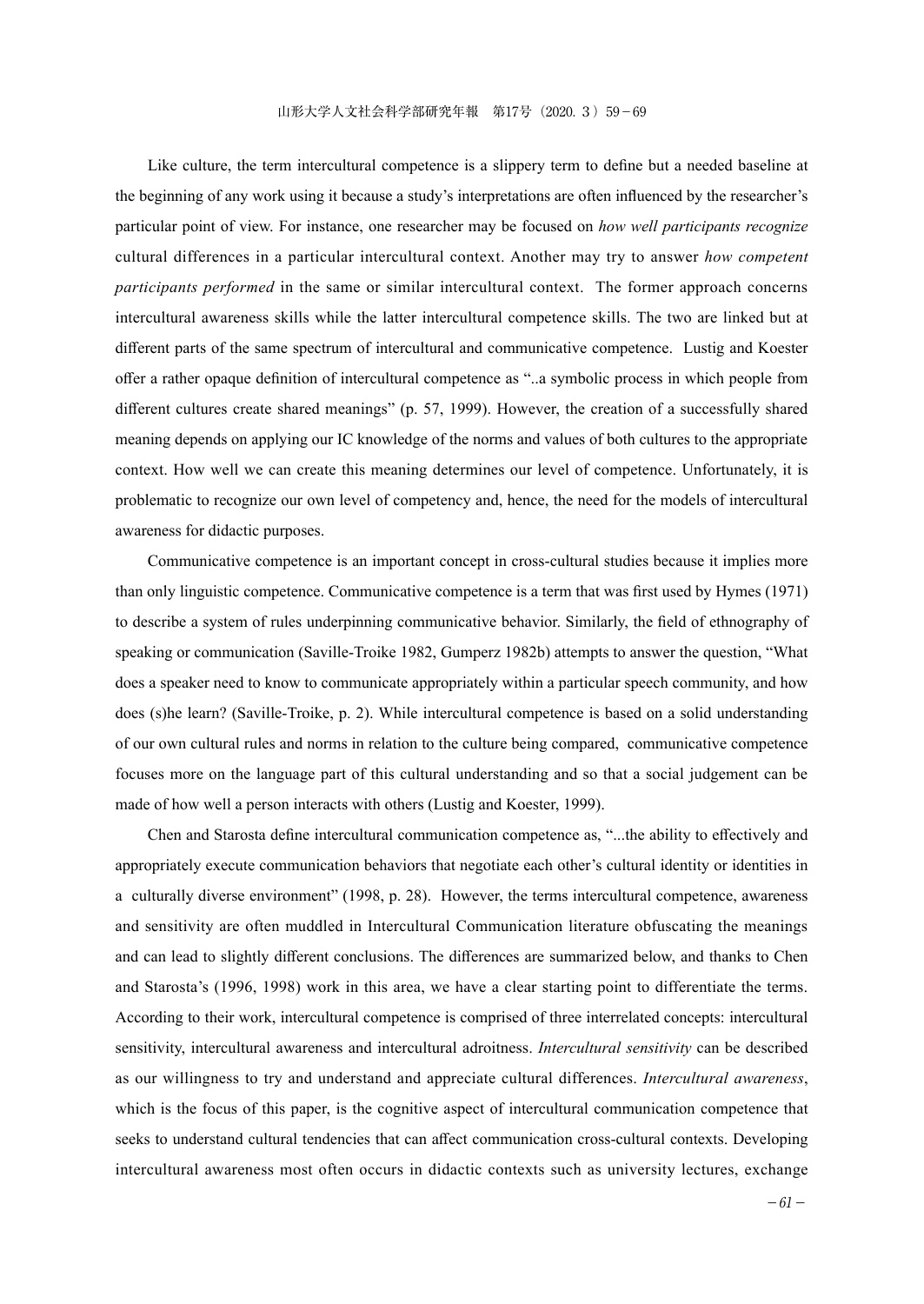Like culture, the term intercultural competence is a slippery term to define but a needed baseline at the beginning of any work using it because a study's interpretations are often influenced by the researcher's particular point of view. For instance, one researcher may be focused on *how well participants recognize* cultural differences in a particular intercultural context. Another may try to answer *how competent participants performed* in the same or similar intercultural context. The former approach concerns intercultural awareness skills while the latter intercultural competence skills. The two are linked but at different parts of the same spectrum of intercultural and communicative competence. Lustig and Koester offer a rather opaque definition of intercultural competence as "..a symbolic process in which people from different cultures create shared meanings" (p. 57, 1999). However, the creation of a successfully shared meaning depends on applying our IC knowledge of the norms and values of both cultures to the appropriate context. How well we can create this meaning determines our level of competence. Unfortunately, it is problematic to recognize our own level of competency and, hence, the need for the models of intercultural awareness for didactic purposes.

Communicative competence is an important concept in cross-cultural studies because it implies more than only linguistic competence. Communicative competence is a term that was first used by Hymes (1971) to describe a system of rules underpinning communicative behavior. Similarly, the field of ethnography of speaking or communication (Saville-Troike 1982, Gumperz 1982b) attempts to answer the question, "What does a speaker need to know to communicate appropriately within a particular speech community, and how does (s)he learn? (Saville-Troike, p. 2). While intercultural competence is based on a solid understanding of our own cultural rules and norms in relation to the culture being compared, communicative competence focuses more on the language part of this cultural understanding and so that a social judgement can be made of how well a person interacts with others (Lustig and Koester, 1999).

Chen and Starosta define intercultural communication competence as, "...the ability to effectively and appropriately execute communication behaviors that negotiate each other's cultural identity or identities in a culturally diverse environment" (1998, p. 28). However, the terms intercultural competence, awareness and sensitivity are often muddled in Intercultural Communication literature obfuscating the meanings and can lead to slightly different conclusions. The differences are summarized below, and thanks to Chen and Starosta's (1996, 1998) work in this area, we have a clear starting point to differentiate the terms. According to their work, intercultural competence is comprised of three interrelated concepts: intercultural sensitivity, intercultural awareness and intercultural adroitness. *Intercultural sensitivity* can be described as our willingness to try and understand and appreciate cultural differences. *Intercultural awareness*, which is the focus of this paper, is the cognitive aspect of intercultural communication competence that seeks to understand cultural tendencies that can affect communication cross-cultural contexts. Developing intercultural awareness most often occurs in didactic contexts such as university lectures, exchange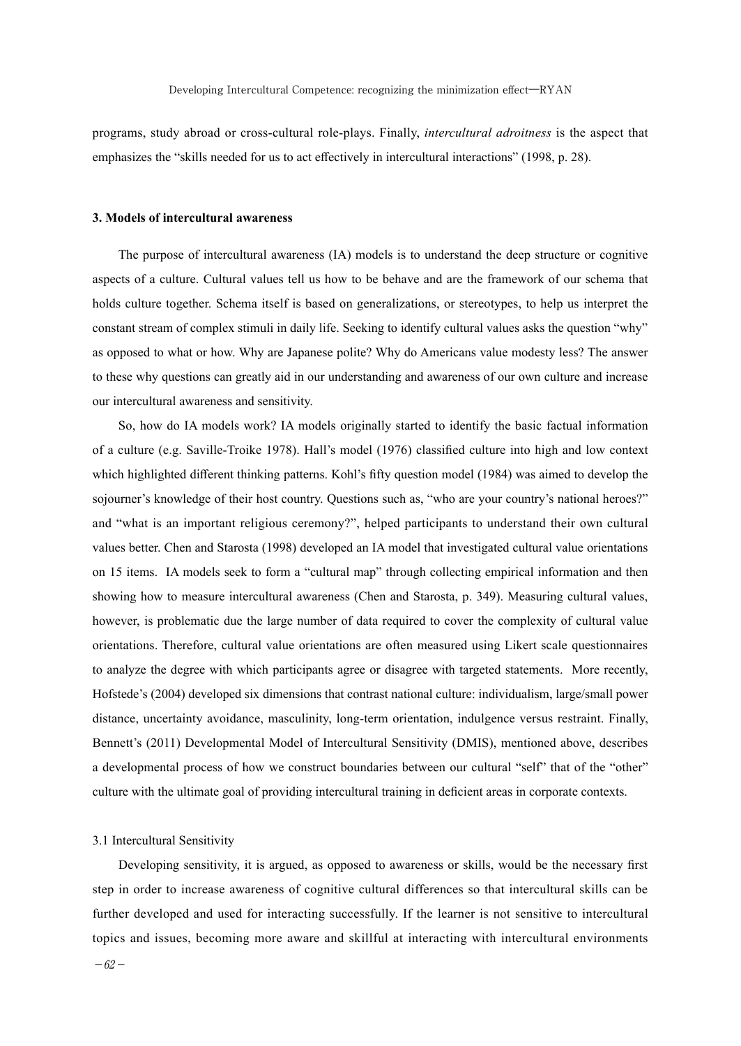programs, study abroad or cross-cultural role-plays. Finally, *intercultural adroitness* is the aspect that emphasizes the "skills needed for us to act effectively in intercultural interactions" (1998, p. 28).

### 3. Models of intercultural awareness

The purpose of intercultural awareness (IA) models is to understand the deep structure or cognitive aspects of a culture. Cultural values tell us how to be behave and are the framework of our schema that holds culture together. Schema itself is based on generalizations, or stereotypes, to help us interpret the constant stream of complex stimuli in daily life. Seeking to identify cultural values asks the question "why" as opposed to what or how. Why are Japanese polite? Why do Americans value modesty less? The answer to these why questions can greatly aid in our understanding and awareness of our own culture and increase our intercultural awareness and sensitivity.

So, how do IA models work? IA models originally started to identify the basic factual information of a culture (e.g. Saville-Troike 1978). Hall's model (1976) classified culture into high and low context which highlighted different thinking patterns. Kohl's fifty question model (1984) was aimed to develop the sojourner's knowledge of their host country. Questions such as, "who are your country's national heroes?" and "what is an important religious ceremony?", helped participants to understand their own cultural values better. Chen and Starosta (1998) developed an IA model that investigated cultural value orientations on 15 items. IA models seek to form a "cultural map" through collecting empirical information and then showing how to measure intercultural awareness (Chen and Starosta, p. 349). Measuring cultural values, however, is problematic due the large number of data required to cover the complexity of cultural value orientations. Therefore, cultural value orientations are often measured using Likert scale questionnaires to analyze the degree with which participants agree or disagree with targeted statements. More recently, Hofstede's (2004) developed six dimensions that contrast national culture: individualism, large/small power distance, uncertainty avoidance, masculinity, long-term orientation, indulgence versus restraint. Finally, Bennett's (2011) Developmental Model of Intercultural Sensitivity (DMIS), mentioned above, describes a developmental process of how we construct boundaries between our cultural "self" that of the "other" culture with the ultimate goal of providing intercultural training in deficient areas in corporate contexts.

#### 3.1 Intercultural Sensitivity

Developing sensitivity, it is argued, as opposed to awareness or skills, would be the necessary first step in order to increase awareness of cognitive cultural differences so that intercultural skills can be further developed and used for interacting successfully. If the learner is not sensitive to intercultural topics and issues, becoming more aware and skillful at interacting with intercultural environments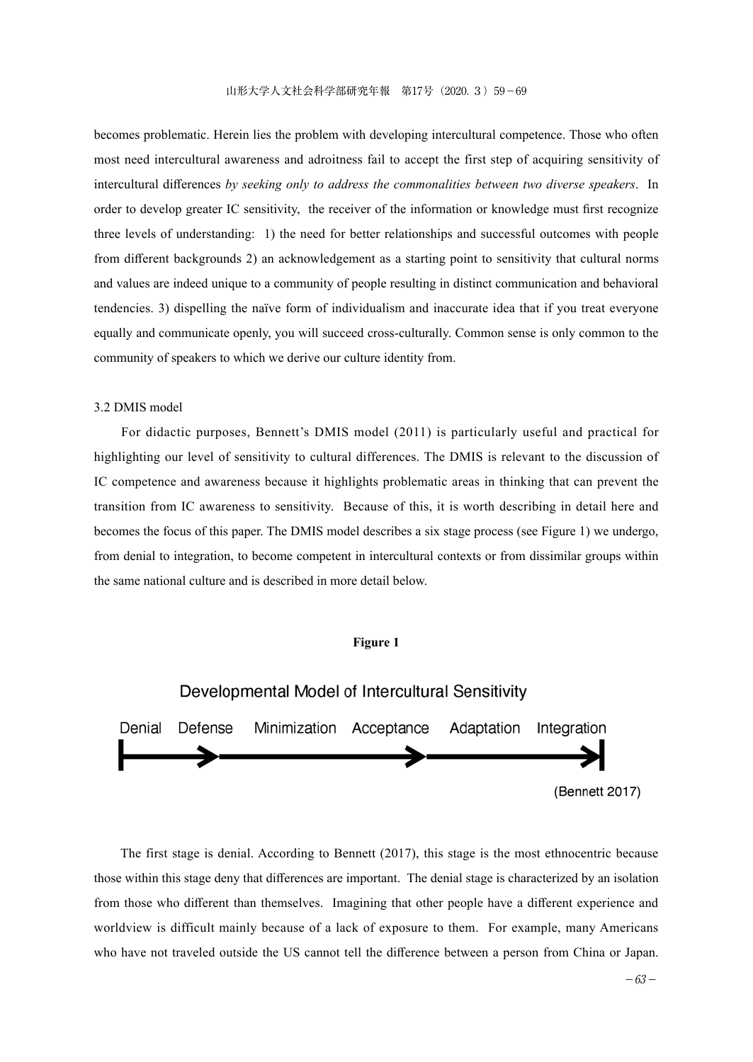becomes problematic. Herein lies the problem with developing intercultural competence. Those who often most need intercultural awareness and adroitness fail to accept the first step of acquiring sensitivity of intercultural differences *by seeking only to address the commonalities between two diverse speakers*. In order to develop greater IC sensitivity, the receiver of the information or knowledge must first recognize three levels of understanding: 1) the need for better relationships and successful outcomes with people from different backgrounds 2) an acknowledgement as a starting point to sensitivity that cultural norms and values are indeed unique to a community of people resulting in distinct communication and behavioral tendencies. 3) dispelling the naïve form of individualism and inaccurate idea that if you treat everyone equally and communicate openly, you will succeed cross-culturally. Common sense is only common to the community of speakers to which we derive our culture identity from.

### 3.2 DMIS model

For didactic purposes, Bennett's DMIS model (2011) is particularly useful and practical for highlighting our level of sensitivity to cultural differences. The DMIS is relevant to the discussion of IC competence and awareness because it highlights problematic areas in thinking that can prevent the transition from IC awareness to sensitivity. Because of this, it is worth describing in detail here and becomes the focus of this paper. The DMIS model describes a six stage process (see Figure 1) we undergo, from denial to integration, to become competent in intercultural contexts or from dissimilar groups within the same national culture and is described in more detail below.

**Figure 1**

Developmental Model of Intercultural Sensitivity

Denial Defense Minimization Acceptance Adaptation Integration

(Bennett 2017)

The first stage is denial. According to Bennett (2017), this stage is the most ethnocentric because those within this stage deny that differences are important. The denial stage is characterized by an isolation from those who different than themselves. Imagining that other people have a different experience and worldview is difficult mainly because of a lack of exposure to them. For example, many Americans who have not traveled outside the US cannot tell the difference between a person from China or Japan.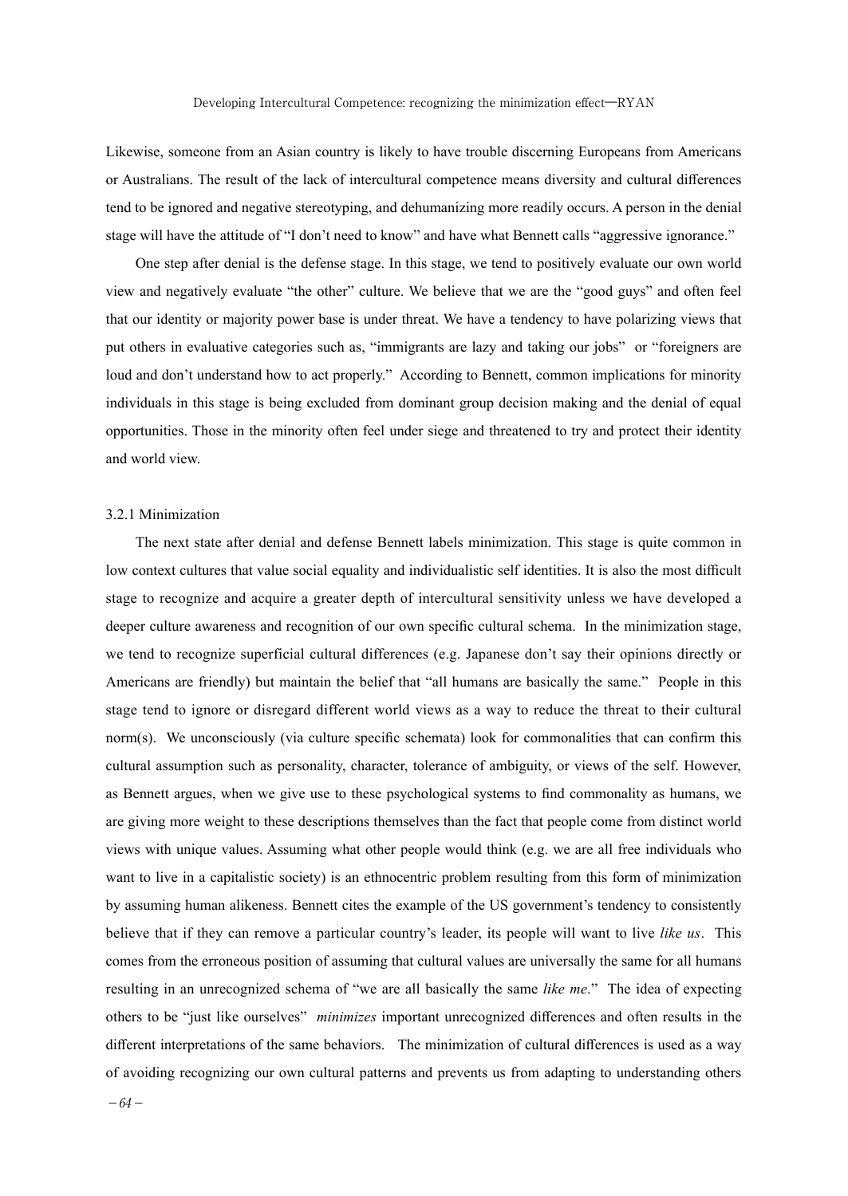Likewise, someone from an Asian country is likely to have trouble discerning Europeans from Americans or Australians. The result of the lack of intercultural competence means diversity and cultural differences tend to be ignored and negative stereotyping, and dehumanizing more readily occurs. A person in the denial stage will have the attitude of "I don't need to know" and have what Bennett calls "aggressive ignorance."

One step after denial is the defense stage. In this stage, we tend to positively evaluate our own world view and negatively evaluate "the other" culture. We believe that we are the "good guys" and often feel that our identity or majority power base is under threat. We have a tendency to have polarizing views that put others in evaluative categories such as, "immigrants are lazy and taking our jobs" or "foreigners are loud and don't understand how to act properly." According to Bennett, common implications for minority individuals in this stage is being excluded from dominant group decision making and the denial of equal opportunities. Those in the minority often feel under siege and threatened to try and protect their identity and world view.

### 3.2.1 Minimization

The next state after denial and defense Bennett labels minimization. This stage is quite common in low context cultures that value social equality and individualistic self identities. It is also the most difficult stage to recognize and acquire a greater depth of intercultural sensitivity unless we have developed a deeper culture awareness and recognition of our own specific cultural schema. In the minimization stage, we tend to recognize superficial cultural differences (e.g. Japanese don't say their opinions directly or Americans are friendly) but maintain the belief that "all humans are basically the same." People in this stage tend to ignore or disregard different world views as a way to reduce the threat to their cultural norm(s). We unconsciously (via culture specific schemata) look for commonalities that can confirm this cultural assumption such as personality, character, tolerance of ambiguity, or views of the self. However, as Bennett argues, when we give use to these psychological systems to find commonality as humans, we are giving more weight to these descriptions themselves than the fact that people come from distinct world views with unique values. Assuming what other people would think (e.g. we are all free individuals who want to live in a capitalistic society) is an ethnocentric problem resulting from this form of minimization by assuming human alikeness. Bennett cites the example of the US government's tendency to consistently believe that if they can remove a particular country's leader, its people will want to live *like us*. This comes from the erroneous position of assuming that cultural values are universally the same for all humans resulting in an unrecognized schema of "we are all basically the same *like me*." The idea of expecting others to be "just like ourselves" *minimizes* important unrecognized differences and often results in the different interpretations of the same behaviors. The minimization of cultural differences is used as a way of avoiding recognizing our own cultural patterns and prevents us from adapting to understanding others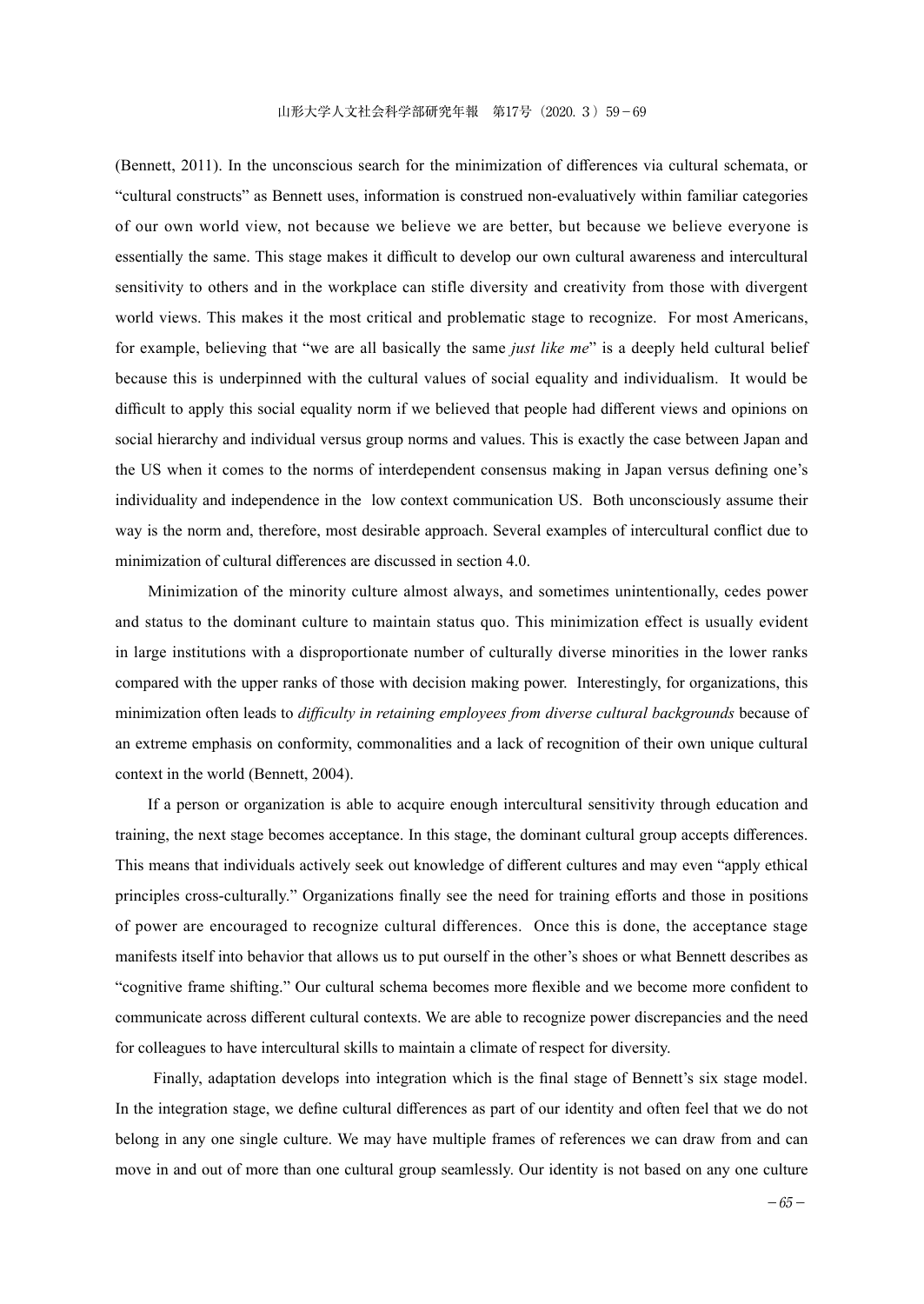(Bennett, 2011). In the unconscious search for the minimization of differences via cultural schemata, or "cultural constructs" as Bennett uses, information is construed non-evaluatively within familiar categories of our own world view, not because we believe we are better, but because we believe everyone is essentially the same. This stage makes it difficult to develop our own cultural awareness and intercultural sensitivity to others and in the workplace can stifle diversity and creativity from those with divergent world views. This makes it the most critical and problematic stage to recognize. For most Americans, for example, believing that "we are all basically the same *just like me*" is a deeply held cultural belief because this is underpinned with the cultural values of social equality and individualism. It would be difficult to apply this social equality norm if we believed that people had different views and opinions on social hierarchy and individual versus group norms and values. This is exactly the case between Japan and the US when it comes to the norms of interdependent consensus making in Japan versus defining one's individuality and independence in the low context communication US. Both unconsciously assume their way is the norm and, therefore, most desirable approach. Several examples of intercultural conflict due to minimization of cultural differences are discussed in section 4.0.

Minimization of the minority culture almost always, and sometimes unintentionally, cedes power and status to the dominant culture to maintain status quo. This minimization effect is usually evident in large institutions with a disproportionate number of culturally diverse minorities in the lower ranks compared with the upper ranks of those with decision making power. Interestingly, for organizations, this minimization often leads to *difficulty in retaining employees from diverse cultural backgrounds* because of an extreme emphasis on conformity, commonalities and a lack of recognition of their own unique cultural context in the world (Bennett, 2004).

If a person or organization is able to acquire enough intercultural sensitivity through education and training, the next stage becomes acceptance. In this stage, the dominant cultural group accepts differences. This means that individuals actively seek out knowledge of different cultures and may even "apply ethical principles cross-culturally." Organizations finally see the need for training efforts and those in positions of power are encouraged to recognize cultural differences. Once this is done, the acceptance stage manifests itself into behavior that allows us to put ourself in the other's shoes or what Bennett describes as "cognitive frame shifting." Our cultural schema becomes more flexible and we become more confident to communicate across different cultural contexts. We are able to recognize power discrepancies and the need for colleagues to have intercultural skills to maintain a climate of respect for diversity.

Finally, adaptation develops into integration which is the final stage of Bennett's six stage model. In the integration stage, we define cultural differences as part of our identity and often feel that we do not belong in any one single culture. We may have multiple frames of references we can draw from and can move in and out of more than one cultural group seamlessly. Our identity is not based on any one culture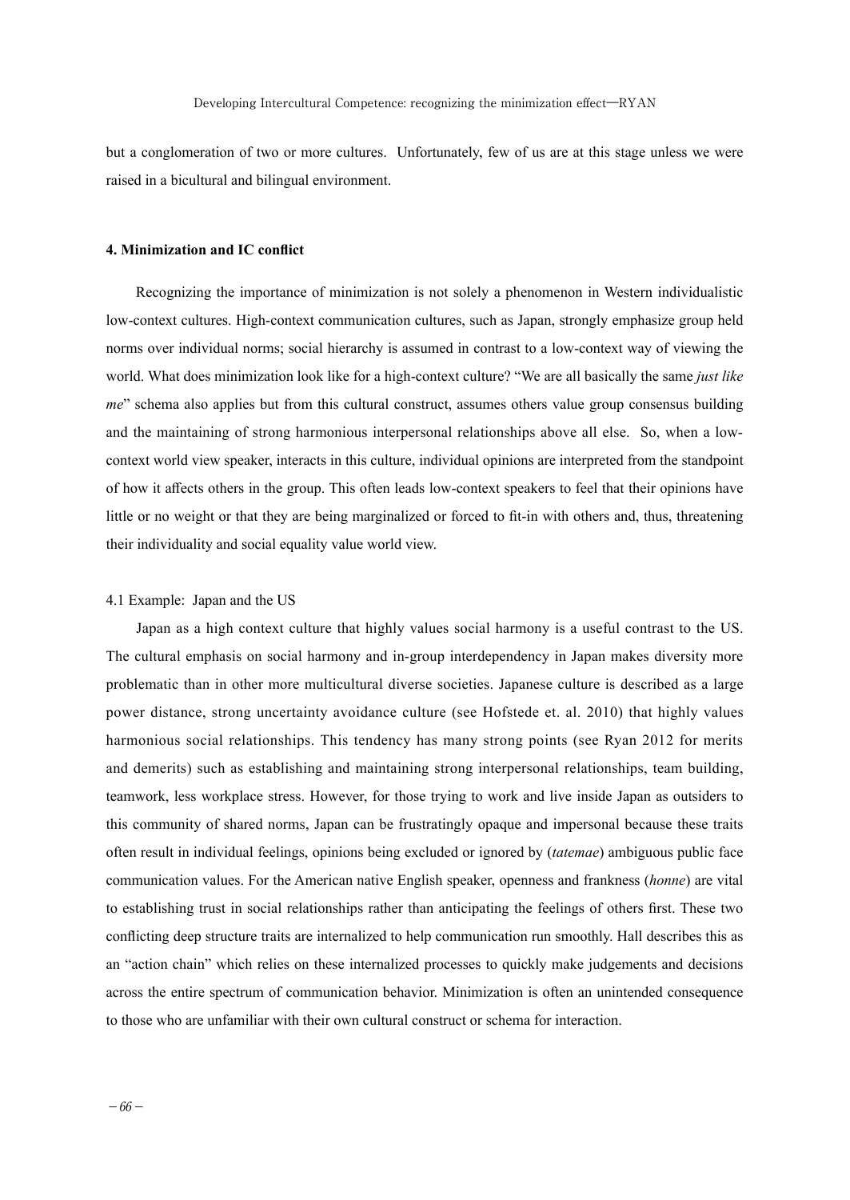but a conglomeration of two or more cultures. Unfortunately, few of us are at this stage unless we were raised in a bicultural and bilingual environment.

#### 4. Minimization and IC conflict

Recognizing the importance of minimization is not solely a phenomenon in Western individualistic low-context cultures. High-context communication cultures, such as Japan, strongly emphasize group held norms over individual norms; social hierarchy is assumed in contrast to a low-context way of viewing the world. What does minimization look like for a high-context culture? "We are all basically the same *just like me*" schema also applies but from this cultural construct, assumes others value group consensus building and the maintaining of strong harmonious interpersonal relationships above all else. So, when a low-context world view speaker, interacts in this culture, individual opinions are interpreted from the standpoint of how it affects others in the group. This often leads low-context speakers to feel that their opinions have little or no weight or that they are being marginalized or forced to fit-in with others and, thus, threatening their individuality and social equality value world view.

4.1 Example: Japan and the US

Japan as a high context culture that highly values social harmony is a useful contrast to the US. The cultural emphasis on social harmony and in-group interdependency in Japan makes diversity more problematic than in other more multicultural diverse societies. Japanese culture is described as a large power distance, strong uncertainty avoidance culture (see Hofstede et. al. 2010) that highly values harmonious social relationships. This tendency has many strong points (see Ryan 2012 for merits and demerits) such as establishing and maintaining strong interpersonal relationships, team building, teamwork, less workplace stress. However, for those trying to work and live inside Japan as outsiders to this community of shared norms, Japan can be frustratingly opaque and impersonal because these traits often result in individual feelings, opinions being excluded or ignored by (*tatemae*) ambiguous public face communication values. For the American native English speaker, openness and frankness (*honne*) are vital to establishing trust in social relationships rather than anticipating the feelings of others first. These two conflicting deep structure traits are internalized to help communication run smoothly. Hall describes this as an "action chain" which relies on these internalized processes to quickly make judgements and decisions across the entire spectrum of communication behavior. Minimization is often an unintended consequence to those who are unfamiliar with their own cultural construct or schema for interaction.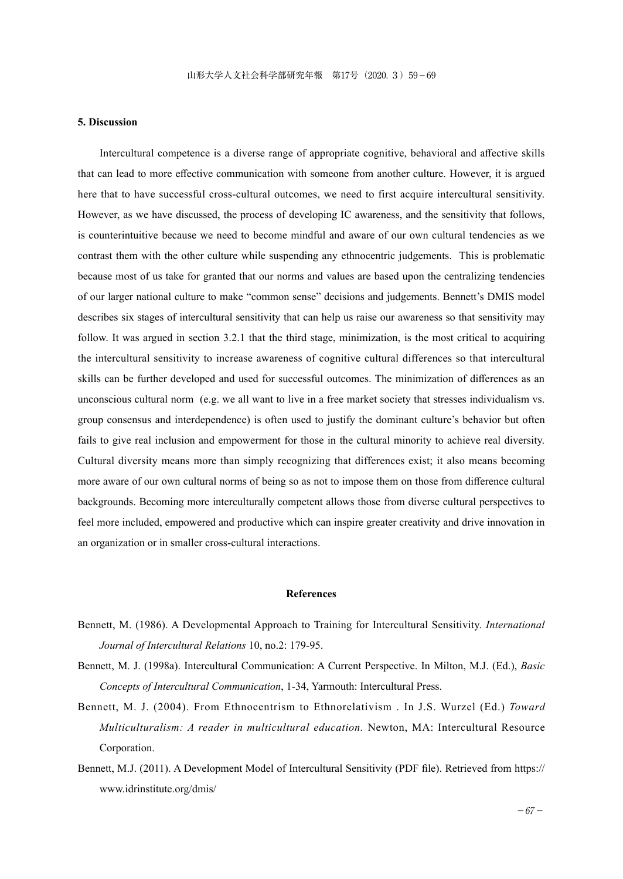## 5. Discussion

Intercultural competence is a diverse range of appropriate cognitive, behavioral and affective skills that can lead to more effective communication with someone from another culture. However, it is argued here that to have successful cross-cultural outcomes, we need to first acquire intercultural sensitivity. However, as we have discussed, the process of developing IC awareness, and the sensitivity that follows, is counterintuitive because we need to become mindful and aware of our own cultural tendencies as we contrast them with the other culture while suspending any ethnocentric judgements. This is problematic because most of us take for granted that our norms and values are based upon the centralizing tendencies of our larger national culture to make "common sense" decisions and judgements. Bennett's DMIS model describes six stages of intercultural sensitivity that can help us raise our awareness so that sensitivity may follow. It was argued in section 3.2.1 that the third stage, minimization, is the most critical to acquiring the intercultural sensitivity to increase awareness of cognitive cultural differences so that intercultural skills can be further developed and used for successful outcomes. The minimization of differences as an unconscious cultural norm (e.g. we all want to live in a free market society that stresses individualism vs. group consensus and interdependence) is often used to justify the dominant culture's behavior but often fails to give real inclusion and empowerment for those in the cultural minority to achieve real diversity. Cultural diversity means more than simply recognizing that differences exist; it also means becoming more aware of our own cultural norms of being so as not to impose them on those from difference cultural backgrounds. Becoming more interculturally competent allows those from diverse cultural perspectives to feel more included, empowered and productive which can inspire greater creativity and drive innovation in an organization or in smaller cross-cultural interactions.

## References

Bennett, M. (1986). A Developmental Approach to Training for Intercultural Sensitivity. *International Journal of Intercultural Relations* 10, no.2: 179-95.

Bennett, M. J. (1998a). Intercultural Communication: A Current Perspective. In Milton, M.J. (Ed.), *Basic Concepts of Intercultural Communication*, 1-34, Yarmouth: Intercultural Press.

Bennett, M. J. (2004). From Ethnocentrism to Ethnorelativism . In J.S. Wurzel (Ed.) *Toward Multiculturalism: A reader in multicultural education.* Newton, MA: Intercultural Resource Corporation.

Bennett, M.J. (2011). A Development Model of Intercultural Sensitivity (PDF file). Retrieved from https://www.idrinstitute.org/dmis/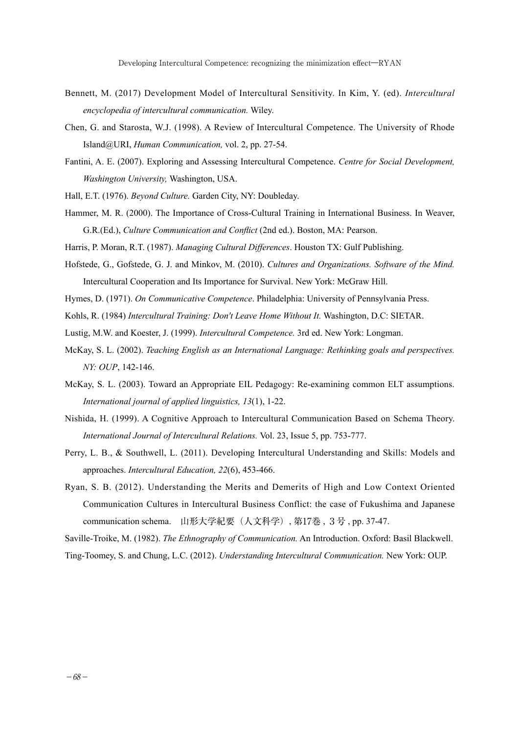Bennett, M. (2017) Development Model of Intercultural Sensitivity. In Kim, Y. (ed). *Intercultural encyclopedia of intercultural communication.* Wiley.

Chen, G. and Starosta, W.J. (1998). A Review of Intercultural Competence. The University of Rhode Island@URI, *Human Communication,* vol. 2, pp. 27-54.

Fantini, A. E. (2007). Exploring and Assessing Intercultural Competence. *Centre for Social Development, Washington University,* Washington, USA.

Hall, E.T. (1976). *Beyond Culture.* Garden City, NY: Doubleday.

Hammer, M. R. (2000). The Importance of Cross-Cultural Training in International Business. In Weaver, G.R.(Ed.), *Culture Communication and Conflict* (2nd ed.). Boston, MA: Pearson.

Harris, P. Moran, R.T. (1987). *Managing Cultural Differences*. Houston TX: Gulf Publishing.

Hofstede, G., Gofstede, G. J. and Minkov, M. (2010). *Cultures and Organizations. Software of the Mind.* Intercultural Cooperation and Its Importance for Survival. New York: McGraw Hill.

Hymes, D. (1971). *On Communicative Competence*. Philadelphia: University of Pennsylvania Press.

Kohls, R. (1984) *Intercultural Training: Don't Leave Home Without It.* Washington, D.C: SIETAR.

Lustig, M.W. and Koester, J. (1999). *Intercultural Competence.* 3rd ed. New York: Longman.

McKay, S. L. (2002). *Teaching English as an International Language: Rethinking goals and perspectives. NY: OUP*, 142-146.

McKay, S. L. (2003). Toward an Appropriate EIL Pedagogy: Re-examining common ELT assumptions. *International journal of applied linguistics, 13*(1), 1-22.

Nishida, H. (1999). A Cognitive Approach to Intercultural Communication Based on Schema Theory. *International Journal of Intercultural Relations.* Vol. 23, Issue 5, pp. 753-777.

Perry, L. B., & Southwell, L. (2011). Developing Intercultural Understanding and Skills: Models and approaches. *Intercultural Education, 22*(6), 453-466.

Ryan, S. B. (2012). Understanding the Merits and Demerits of High and Low Context Oriented Communication Cultures in Intercultural Business Conflict: the case of Fukushima and Japanese communication schema.　山形大学紀要（人文科学）, 第17巻 , ３号 , pp. 37-47.

Saville-Troike, M. (1982). *The Ethnography of Communication.* An Introduction. Oxford: Basil Blackwell.

Ting-Toomey, S. and Chung, L.C. (2012). *Understanding Intercultural Communication.* New York: OUP.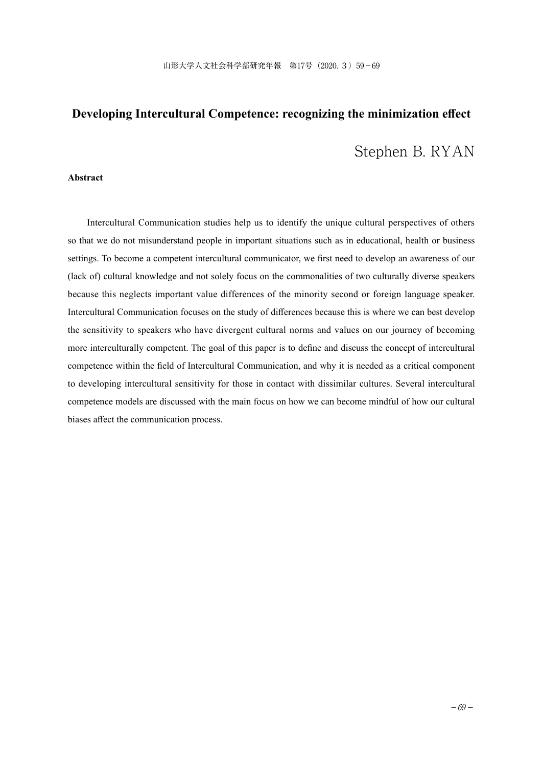# Developing Intercultural Competence: recognizing the minimization effect

Stephen B. RYAN

**Abstract**

Intercultural Communication studies help us to identify the unique cultural perspectives of others so that we do not misunderstand people in important situations such as in educational, health or business settings. To become a competent intercultural communicator, we first need to develop an awareness of our (lack of) cultural knowledge and not solely focus on the commonalities of two culturally diverse speakers because this neglects important value differences of the minority second or foreign language speaker. Intercultural Communication focuses on the study of differences because this is where we can best develop the sensitivity to speakers who have divergent cultural norms and values on our journey of becoming more interculturally competent. The goal of this paper is to define and discuss the concept of intercultural competence within the field of Intercultural Communication, and why it is needed as a critical component to developing intercultural sensitivity for those in contact with dissimilar cultures. Several intercultural competence models are discussed with the main focus on how we can become mindful of how our cultural biases affect the communication process.